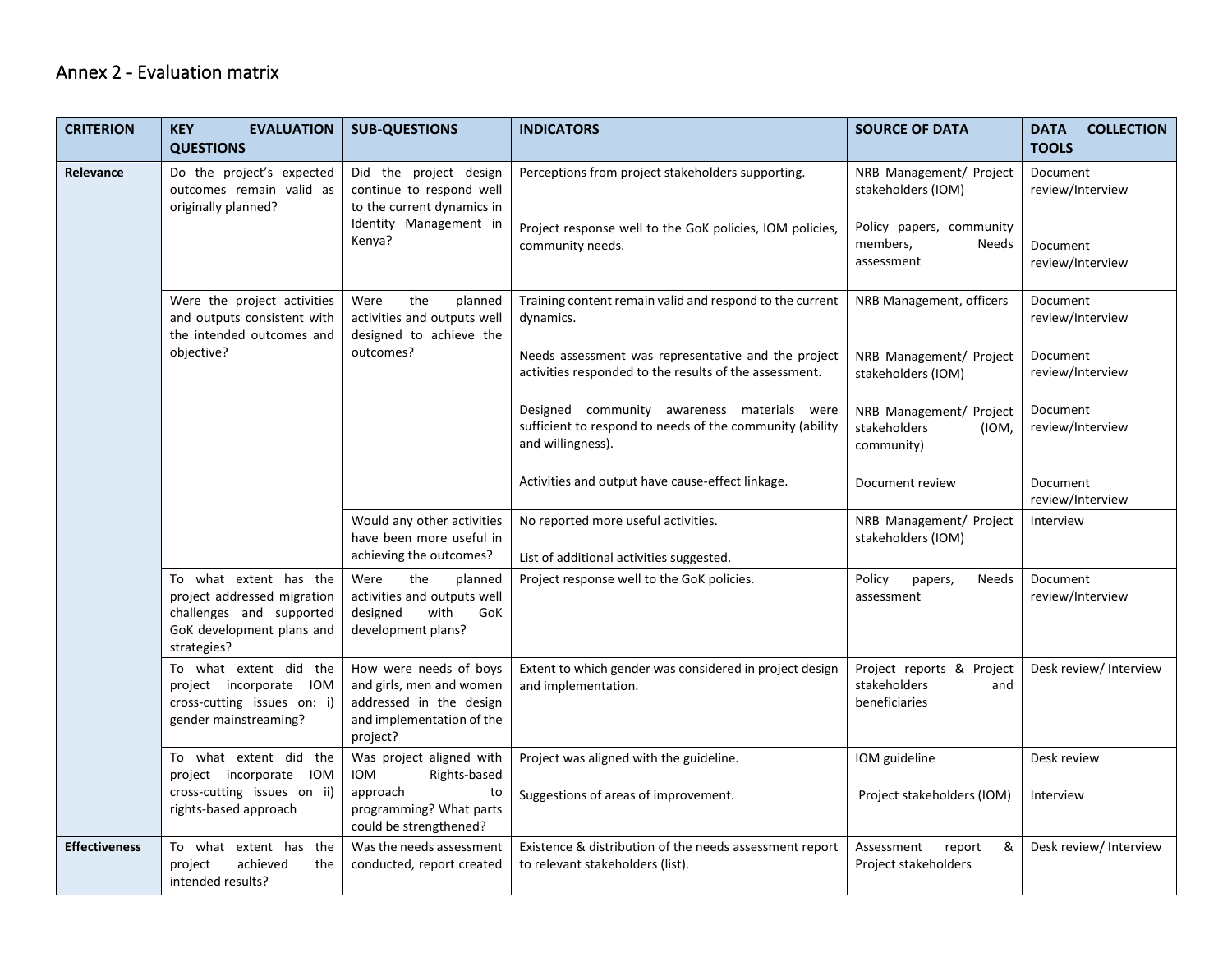## Annex 2 - Evaluation matrix

| CRITERION | KEY EVALUATION QUESTIONS | SUB-QUESTIONS | INDICATORS | SOURCE OF DATA | DATA COLLECTION TOOLS |
|---|---|---|---|---|---|
| **Relevance** | Do the project's expected outcomes remain valid as originally planned? | Did the project design continue to respond well to the current dynamics in Identity Management in Kenya? | Perceptions from project stakeholders supporting.<br><br>Project response well to the GoK policies, IOM policies, community needs. | NRB Management/ Project stakeholders (IOM)<br><br>Policy papers, community members, Needs assessment | Document review/Interview<br><br>Document review/Interview |
| | Were the project activities and outputs consistent with the intended outcomes and objective? | Were the planned activities and outputs well designed to achieve the outcomes? | Training content remain valid and respond to the current dynamics.<br><br>Needs assessment was representative and the project activities responded to the results of the assessment.<br><br>Designed community awareness materials were sufficient to respond to needs of the community (ability and willingness).<br><br>Activities and output have cause-effect linkage. | NRB Management, officers<br><br>NRB Management/ Project stakeholders (IOM)<br><br>NRB Management/ Project stakeholders (IOM, community)<br><br>Document review | Document review/Interview<br><br>Document review/Interview<br><br>Document review/Interview<br><br>Document review/Interview |
| | | Would any other activities have been more useful in achieving the outcomes? | No reported more useful activities.<br><br>List of additional activities suggested. | NRB Management/ Project stakeholders (IOM) | Interview |
| | To what extent has the project addressed migration challenges and supported GoK development plans and strategies? | Were the planned activities and outputs well designed with GoK development plans? | Project response well to the GoK policies. | Policy papers, Needs assessment | Document review/Interview |
| | To what extent did the project incorporate IOM cross-cutting issues on: i) gender mainstreaming? | How were needs of boys and girls, men and women addressed in the design and implementation of the project? | Extent to which gender was considered in project design and implementation. | Project reports & Project stakeholders and beneficiaries | Desk review/ Interview |
| | To what extent did the project incorporate IOM cross-cutting issues on ii) rights-based approach | Was project aligned with IOM Rights-based approach to programming? What parts could be strengthened? | Project was aligned with the guideline.<br><br>Suggestions of areas of improvement. | IOM guideline<br><br>Project stakeholders (IOM) | Desk review<br><br>Interview |
| **Effectiveness** | To what extent has the project achieved the intended results? | Was the needs assessment conducted, report created | Existence & distribution of the needs assessment report to relevant stakeholders (list). | Assessment report & Project stakeholders | Desk review/ Interview |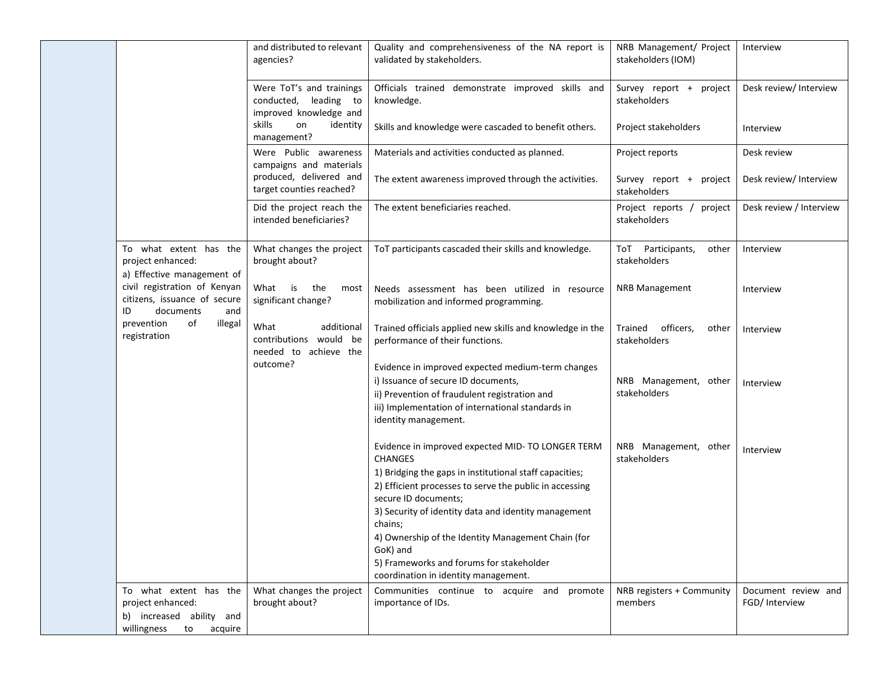| | | | | | |
|---|---|---|---|---|---|
| | | and distributed to relevant agencies? | Quality and comprehensiveness of the NA report is validated by stakeholders. | NRB Management/ Project stakeholders (IOM) | Interview |
| | | Were ToT's and trainings conducted, leading to improved knowledge and skills on identity management? | Officials trained demonstrate improved skills and knowledge.<br><br>Skills and knowledge were cascaded to benefit others. | Survey report + project stakeholders<br><br>Project stakeholders | Desk review/ Interview<br><br>Interview |
| | | Were Public awareness campaigns and materials produced, delivered and target counties reached? | Materials and activities conducted as planned.<br><br>The extent awareness improved through the activities. | Project reports<br><br>Survey report + project stakeholders | Desk review<br><br>Desk review/ Interview |
| | | Did the project reach the intended beneficiaries? | The extent beneficiaries reached. | Project reports / project stakeholders | Desk review / Interview |
| | To what extent has the project enhanced:<br>a) Effective management of civil registration of Kenyan citizens, issuance of secure ID documents and prevention of illegal registration | What changes the project brought about?<br><br>What is the most significant change?<br><br>What additional contributions would be needed to achieve the outcome? | ToT participants cascaded their skills and knowledge.<br><br>Needs assessment has been utilized in resource mobilization and informed programming.<br><br>Trained officials applied new skills and knowledge in the performance of their functions.<br><br>Evidence in improved expected medium-term changes<br>i) Issuance of secure ID documents,<br>ii) Prevention of fraudulent registration and<br>iii) Implementation of international standards in identity management.<br><br>Evidence in improved expected MID- TO LONGER TERM CHANGES<br>1) Bridging the gaps in institutional staff capacities;<br>2) Efficient processes to serve the public in accessing secure ID documents;<br>3) Security of identity data and identity management chains;<br>4) Ownership of the Identity Management Chain (for GoK) and<br>5) Frameworks and forums for stakeholder coordination in identity management. | ToT Participants, other stakeholders<br><br>NRB Management<br><br>Trained officers, other stakeholders<br><br>NRB Management, other stakeholders<br><br>NRB Management, other stakeholders | Interview<br><br>Interview<br><br>Interview<br><br>Interview<br><br>Interview |
| | To what extent has the project enhanced:<br>b) increased ability and willingness to acquire | What changes the project brought about? | Communities continue to acquire and promote importance of IDs. | NRB registers + Community members | Document review and FGD/ Interview |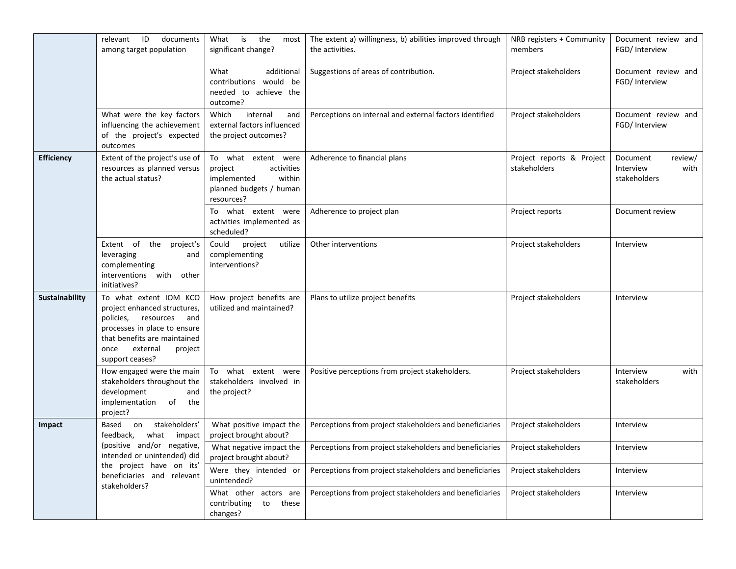| | relevant ID documents among target population | What is the most significant change? | The extent a) willingness, b) abilities improved through the activities. | NRB registers + Community members | Document review and FGD/ Interview |
|---|---|---|---|---|---|
| | | What additional contributions would be needed to achieve the outcome? | Suggestions of areas of contribution. | Project stakeholders | Document review and FGD/ Interview |
| | What were the key factors influencing the achievement of the project's expected outcomes | Which internal and external factors influenced the project outcomes? | Perceptions on internal and external factors identified | Project stakeholders | Document review and FGD/ Interview |
| **Efficiency** | Extent of the project's use of resources as planned versus the actual status? | To what extent were project activities implemented within planned budgets / human resources? | Adherence to financial plans | Project reports & Project stakeholders | Document review/ Interview with stakeholders |
| | | To what extent were activities implemented as scheduled? | Adherence to project plan | Project reports | Document review |
| | Extent of the project's leveraging and complementing interventions with other initiatives? | Could project utilize complementing interventions? | Other interventions | Project stakeholders | Interview |
| **Sustainability** | To what extent IOM KCO project enhanced structures, policies, resources and processes in place to ensure that benefits are maintained once external project support ceases? | How project benefits are utilized and maintained? | Plans to utilize project benefits | Project stakeholders | Interview |
| | How engaged were the main stakeholders throughout the development and implementation of the project? | To what extent were stakeholders involved in the project? | Positive perceptions from project stakeholders. | Project stakeholders | Interview with stakeholders |
| **Impact** | Based on stakeholders' feedback, what impact (positive and/or negative, intended or unintended) did the project have on its' beneficiaries and relevant stakeholders? | What positive impact the project brought about? | Perceptions from project stakeholders and beneficiaries | Project stakeholders | Interview |
| | | What negative impact the project brought about? | Perceptions from project stakeholders and beneficiaries | Project stakeholders | Interview |
| | | Were they intended or unintended? | Perceptions from project stakeholders and beneficiaries | Project stakeholders | Interview |
| | | What other actors are contributing to these changes? | Perceptions from project stakeholders and beneficiaries | Project stakeholders | Interview |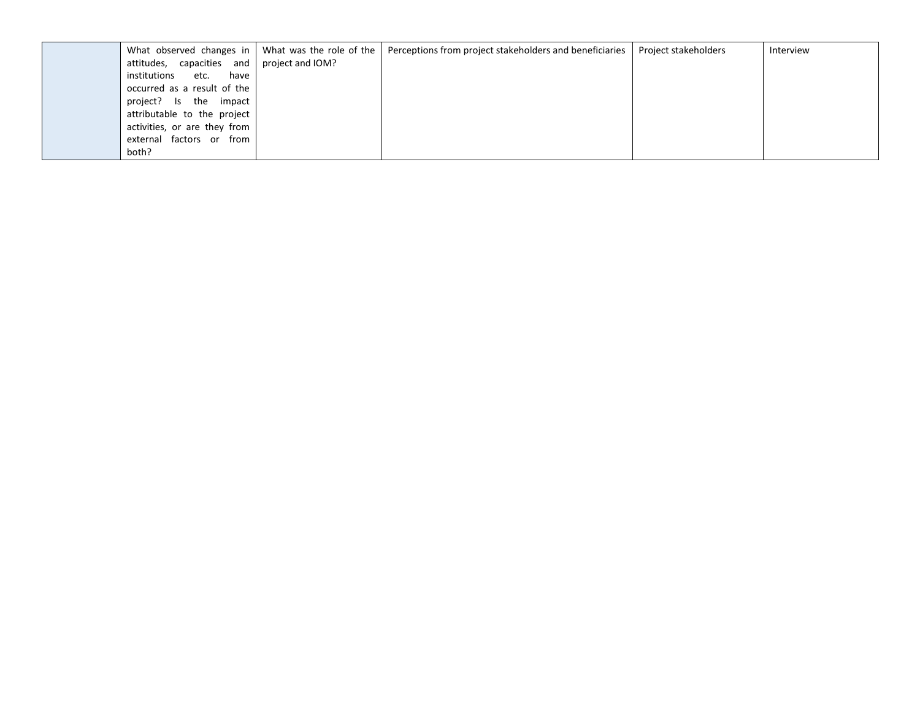| | | | | | |
|---|---|---|---|---|---|
| | What observed changes in attitudes, capacities and institutions etc. have occurred as a result of the project? Is the impact attributable to the project activities, or are they from external factors or from both? | What was the role of the project and IOM? | Perceptions from project stakeholders and beneficiaries | Project stakeholders | Interview |